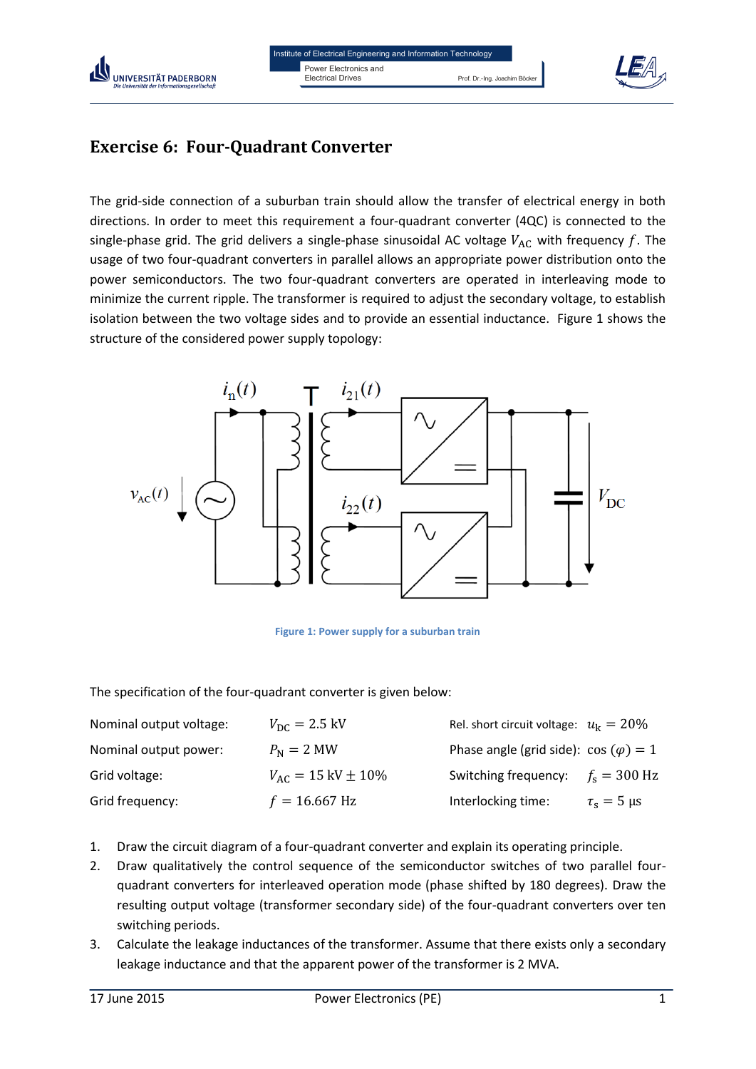# Exercise 6: Four-Quadrant Converter

The grid-side connection of a suburban train should allow the transfer of electrical energy in both directions. In order to meet this requirement a four-quadrant converter (4QC) is connected to the single-phase grid. The grid delivers a single-phase sinusoidal AC voltage $V_{\mathrm{AC}}$ with frequency $f$. The usage of two four-quadrant converters in parallel allows an appropriate power distribution onto the power semiconductors. The two four-quadrant converters are operated in interleaving mode to minimize the current ripple. The transformer is required to adjust the secondary voltage, to establish isolation between the two voltage sides and to provide an essential inductance. Figure 1 shows the structure of the considered power supply topology:

Figure 1: Power supply for a suburban train

The specification of the four-quadrant converter is given below:

| | | | |
|---|---|---|---|
| Nominal output voltage: | $V_{\mathrm{DC}} = 2.5\ \mathrm{kV}$ | Rel. short circuit voltage: | $u_{\mathrm{K}} = 20\%$ |
| Nominal output power: | $P_{\mathrm{N}} = 2\ \mathrm{MW}$ | Phase angle (grid side): | $\cos(\varphi) = 1$ |
| Grid voltage: | $V_{\mathrm{AC}} = 15\ \mathrm{kV} \pm 10\%$ | Switching frequency: | $f_{\mathrm{s}} = 300\ \mathrm{Hz}$ |
| Grid frequency: | $f = 16.667\ \mathrm{Hz}$ | Interlocking time: | $\tau_{\mathrm{s}} = 5\ \mathrm{\mu s}$ |

1. Draw the circuit diagram of a four-quadrant converter and explain its operating principle.
2. Draw qualitatively the control sequence of the semiconductor switches of two parallel four-quadrant converters for interleaved operation mode (phase shifted by 180 degrees). Draw the resulting output voltage (transformer secondary side) of the four-quadrant converters over ten switching periods.
3. Calculate the leakage inductances of the transformer. Assume that there exists only a secondary leakage inductance and that the apparent power of the transformer is 2 MVA.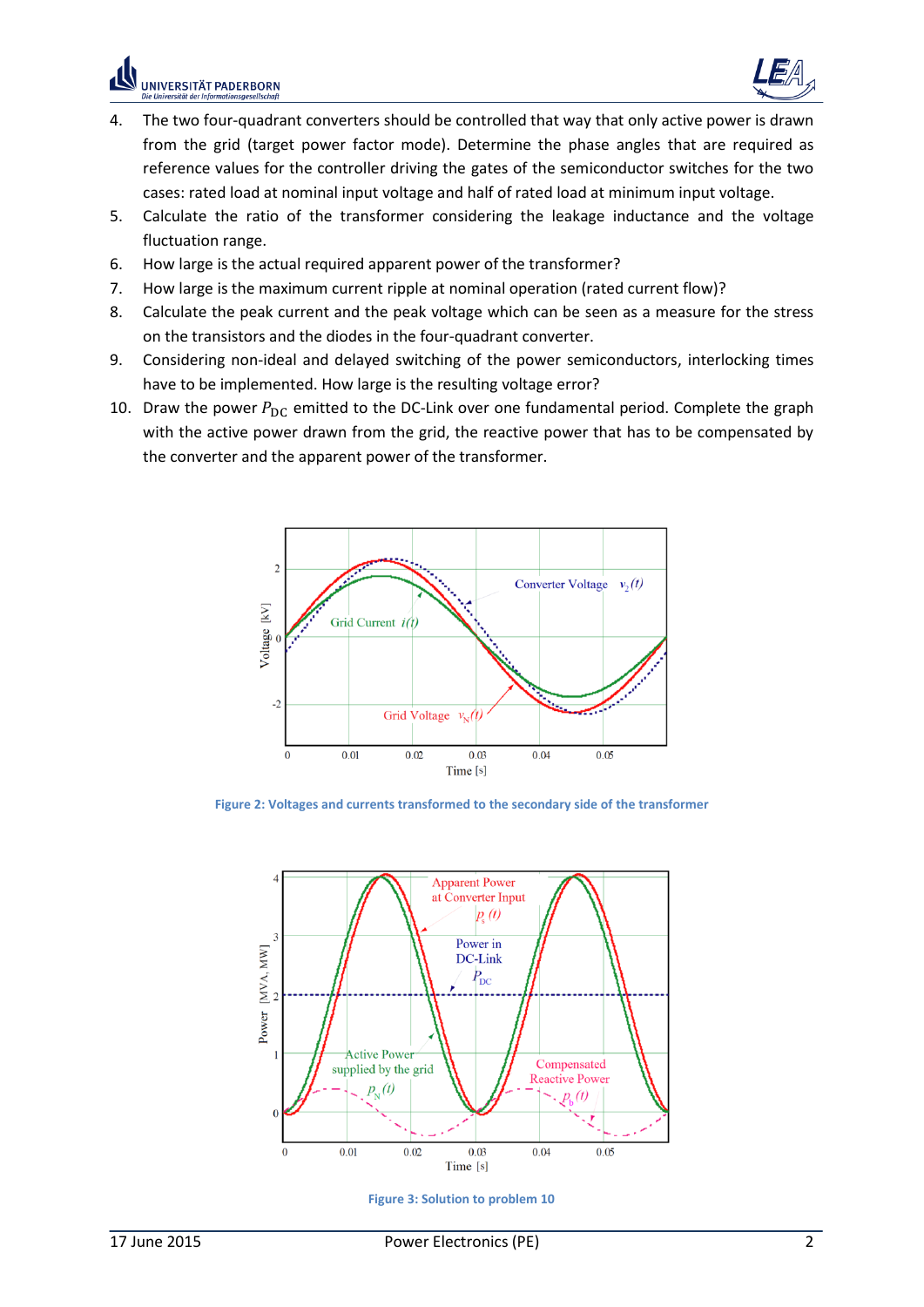4. The two four-quadrant converters should be controlled that way that only active power is drawn from the grid (target power factor mode). Determine the phase angles that are required as reference values for the controller driving the gates of the semiconductor switches for the two cases: rated load at nominal input voltage and half of rated load at minimum input voltage.
5. Calculate the ratio of the transformer considering the leakage inductance and the voltage fluctuation range.
6. How large is the actual required apparent power of the transformer?
7. How large is the maximum current ripple at nominal operation (rated current flow)?
8. Calculate the peak current and the peak voltage which can be seen as a measure for the stress on the transistors and the diodes in the four-quadrant converter.
9. Considering non-ideal and delayed switching of the power semiconductors, interlocking times have to be implemented. How large is the resulting voltage error?
10. Draw the power $P_{\mathrm{DC}}$ emitted to the DC-Link over one fundamental period. Complete the graph with the active power drawn from the grid, the reactive power that has to be compensated by the converter and the apparent power of the transformer.

Figure 2: Voltages and currents transformed to the secondary side of the transformer

Figure 3: Solution to problem 10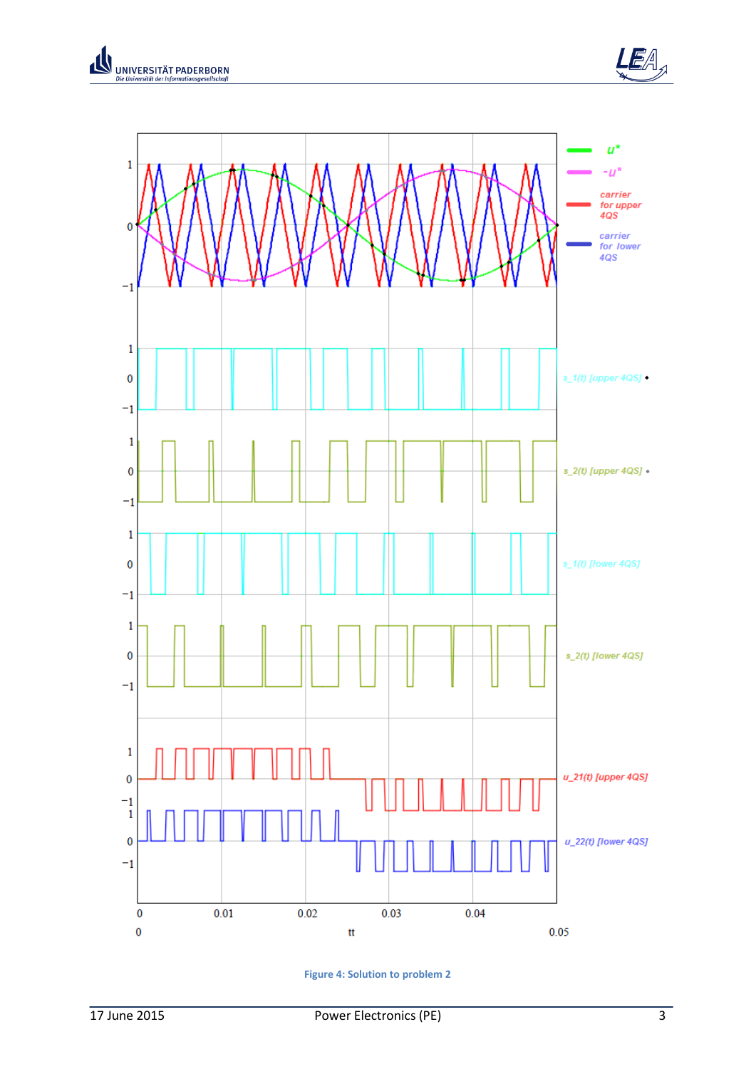u*

-u*

carrier for upper 4QS

carrier for lower 4QS

s_1(t) [upper 4QS]

s_2(t) [upper 4QS]

s_1(t) [lower 4QS]

s_2(t) [lower 4QS]

u_21(t) [upper 4QS]

u_22(t) [lower 4QS]

1
0
−1

0 0.01 0.02 0.03 0.04

0 tt 0.05

Figure 4: Solution to problem 2